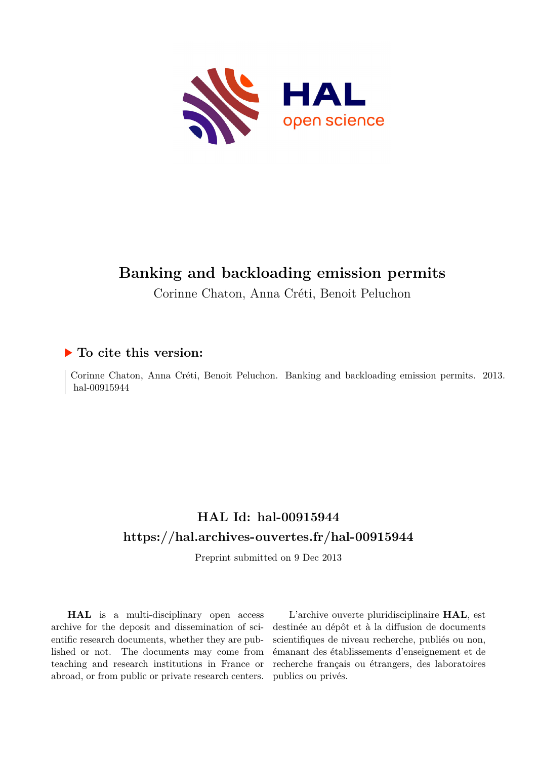# Banking and backloading emission permits

Corinne Chaton, Anna Créti, Benoit Peluchon

## ▶ To cite this version:

Corinne Chaton, Anna Créti, Benoit Peluchon. Banking and backloading emission permits. 2013. hal-00915944

## HAL Id: hal-00915944
## https://hal.archives-ouvertes.fr/hal-00915944

Preprint submitted on 9 Dec 2013

**HAL** is a multi-disciplinary open access archive for the deposit and dissemination of scientific research documents, whether they are published or not. The documents may come from teaching and research institutions in France or abroad, or from public or private research centers.

L'archive ouverte pluridisciplinaire **HAL**, est destinée au dépôt et à la diffusion de documents scientifiques de niveau recherche, publiés ou non, émanant des établissements d'enseignement et de recherche français ou étrangers, des laboratoires publics ou privés.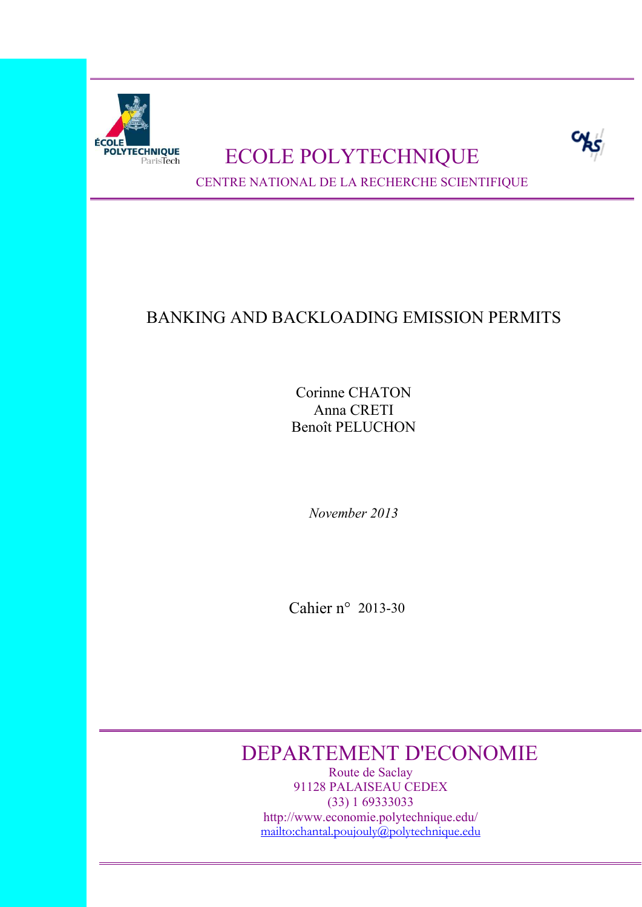ECOLE POLYTECHNIQUE

CENTRE NATIONAL DE LA RECHERCHE SCIENTIFIQUE

# BANKING AND BACKLOADING EMISSION PERMITS

Corinne CHATON
Anna CRETI
Benoît PELUCHON

*November 2013*

Cahier n° 2013-30

## DEPARTEMENT D'ECONOMIE

Route de Saclay
91128 PALAISEAU CEDEX
(33) 1 69333033
http://www.economie.polytechnique.edu/
mailto:chantal.poujouly@polytechnique.edu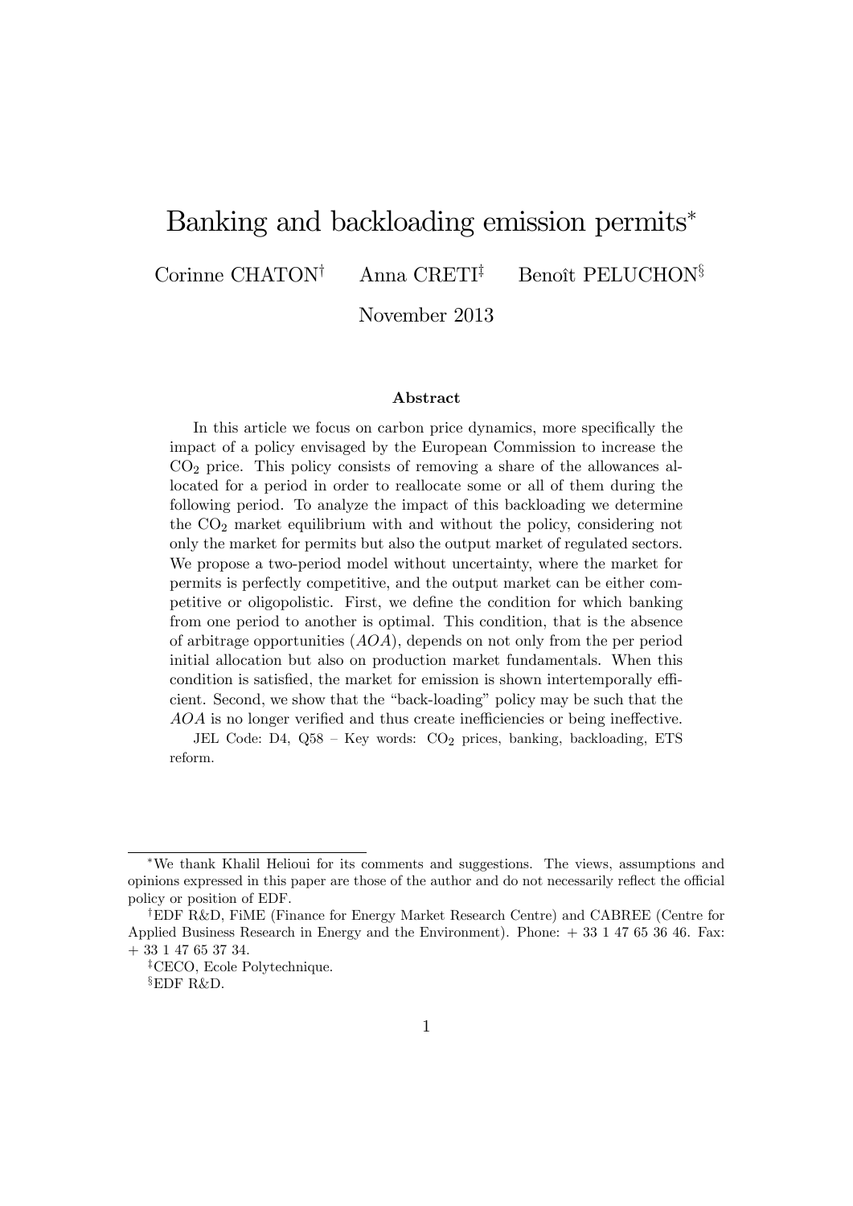# Banking and backloading emission permits*

Corinne CHATON[†] Anna CRETI[‡] Benoît PELUCHON[§]

November 2013

### Abstract

In this article we focus on carbon price dynamics, more specifically the impact of a policy envisaged by the European Commission to increase the $CO_2$ price. This policy consists of removing a share of the allowances allocated for a period in order to reallocate some or all of them during the following period. To analyze the impact of this backloading we determine the $CO_2$ market equilibrium with and without the policy, considering not only the market for permits but also the output market of regulated sectors. We propose a two-period model without uncertainty, where the market for permits is perfectly competitive, and the output market can be either competitive or oligopolistic. First, we define the condition for which banking from one period to another is optimal. This condition, that is the absence of arbitrage opportunities (*AOA*), depends on not only from the per period initial allocation but also on production market fundamentals. When this condition is satisfied, the market for emission is shown intertemporally efficient. Second, we show that the "back-loading" policy may be such that the *AOA* is no longer verified and thus create inefficiencies or being ineffective.

JEL Code: D4, Q58 – Key words: $CO_2$ prices, banking, backloading, ETS reform.

---

*We thank Khalil Helioui for its comments and suggestions. The views, assumptions and opinions expressed in this paper are those of the author and do not necessarily reflect the official policy or position of EDF.

†EDF R&D, FiME (Finance for Energy Market Research Centre) and CABREE (Centre for Applied Business Research in Energy and the Environment). Phone: + 33 1 47 65 36 46. Fax: + 33 1 47 65 37 34.

‡CECO, Ecole Polytechnique.

§EDF R&D.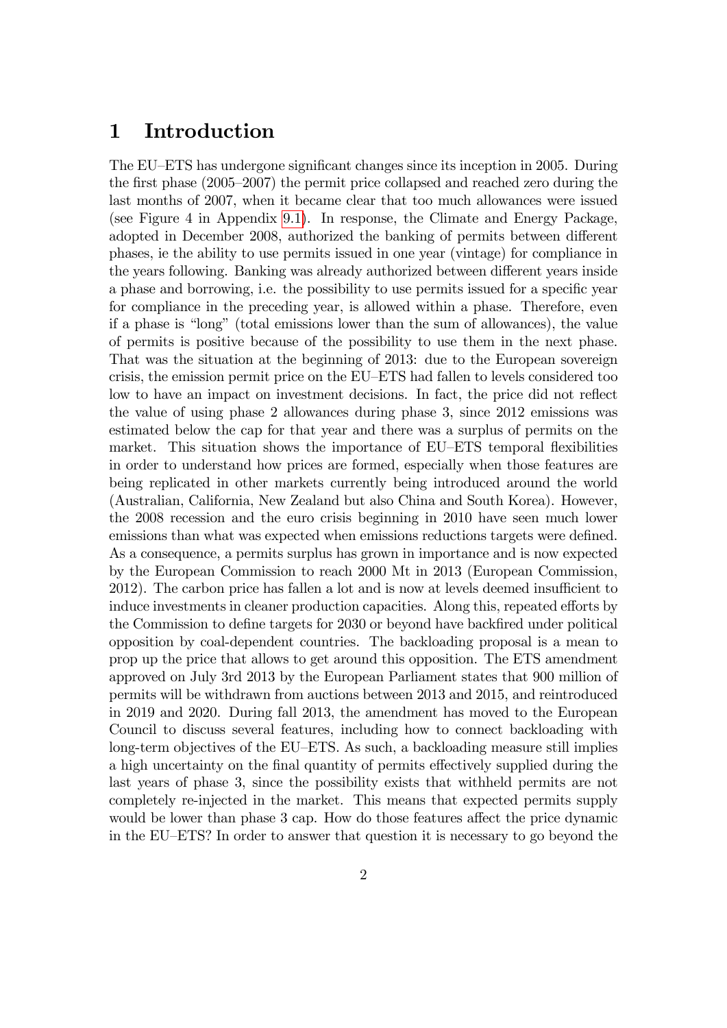# 1 Introduction

The EU–ETS has undergone significant changes since its inception in 2005. During the first phase (2005–2007) the permit price collapsed and reached zero during the last months of 2007, when it became clear that too much allowances were issued (see Figure 4 in Appendix 9.1). In response, the Climate and Energy Package, adopted in December 2008, authorized the banking of permits between different phases, ie the ability to use permits issued in one year (vintage) for compliance in the years following. Banking was already authorized between different years inside a phase and borrowing, i.e. the possibility to use permits issued for a specific year for compliance in the preceding year, is allowed within a phase. Therefore, even if a phase is "long" (total emissions lower than the sum of allowances), the value of permits is positive because of the possibility to use them in the next phase. That was the situation at the beginning of 2013: due to the European sovereign crisis, the emission permit price on the EU–ETS had fallen to levels considered too low to have an impact on investment decisions. In fact, the price did not reflect the value of using phase 2 allowances during phase 3, since 2012 emissions was estimated below the cap for that year and there was a surplus of permits on the market. This situation shows the importance of EU–ETS temporal flexibilities in order to understand how prices are formed, especially when those features are being replicated in other markets currently being introduced around the world (Australian, California, New Zealand but also China and South Korea). However, the 2008 recession and the euro crisis beginning in 2010 have seen much lower emissions than what was expected when emissions reductions targets were defined. As a consequence, a permits surplus has grown in importance and is now expected by the European Commission to reach 2000 Mt in 2013 (European Commission, 2012). The carbon price has fallen a lot and is now at levels deemed insufficient to induce investments in cleaner production capacities. Along this, repeated efforts by the Commission to define targets for 2030 or beyond have backfired under political opposition by coal-dependent countries. The backloading proposal is a mean to prop up the price that allows to get around this opposition. The ETS amendment approved on July 3rd 2013 by the European Parliament states that 900 million of permits will be withdrawn from auctions between 2013 and 2015, and reintroduced in 2019 and 2020. During fall 2013, the amendment has moved to the European Council to discuss several features, including how to connect backloading with long-term objectives of the EU–ETS. As such, a backloading measure still implies a high uncertainty on the final quantity of permits effectively supplied during the last years of phase 3, since the possibility exists that withheld permits are not completely re-injected in the market. This means that expected permits supply would be lower than phase 3 cap. How do those features affect the price dynamic in the EU–ETS? In order to answer that question it is necessary to go beyond the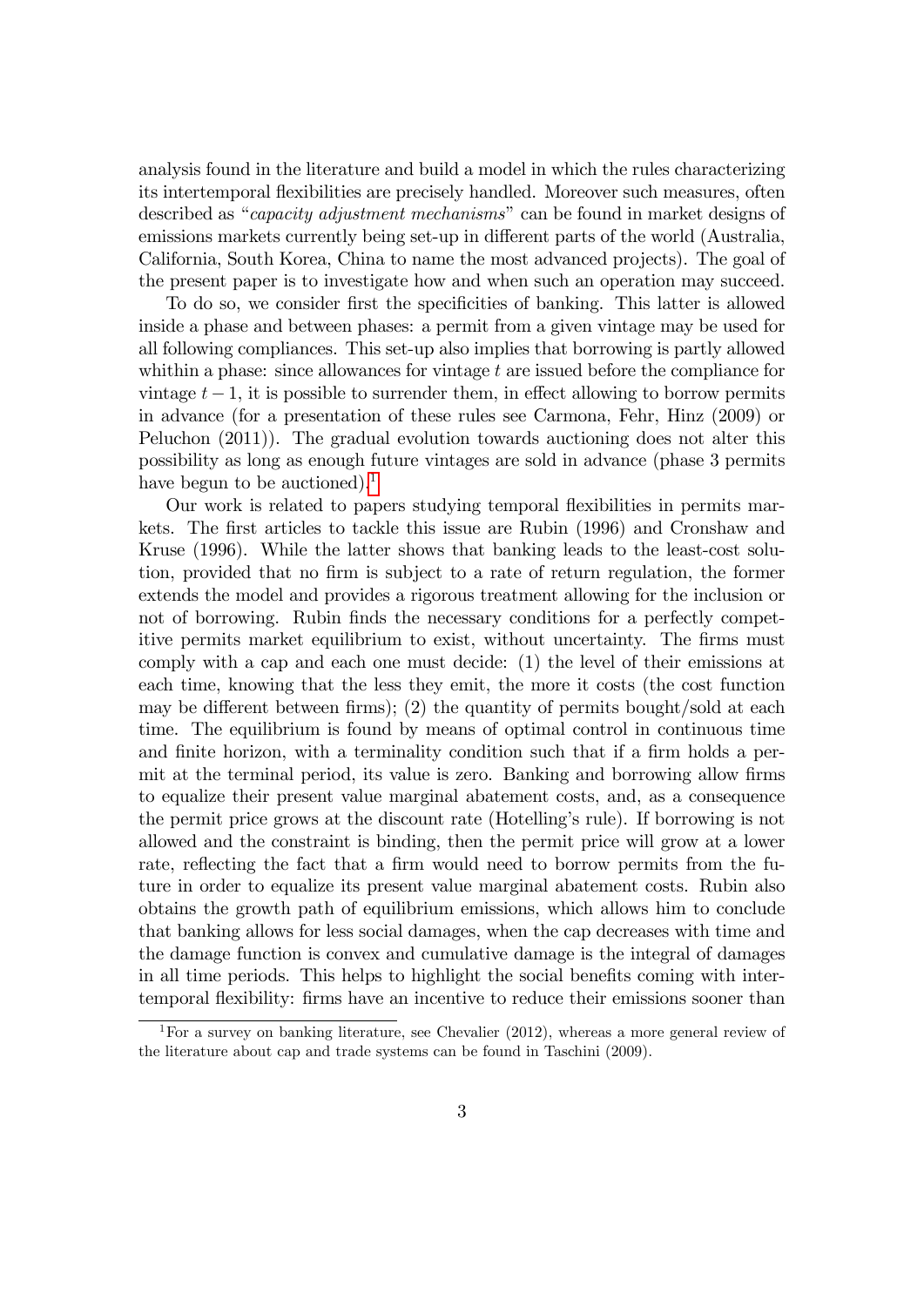analysis found in the literature and build a model in which the rules characterizing its intertemporal flexibilities are precisely handled. Moreover such measures, often described as "*capacity adjustment mechanisms*" can be found in market designs of emissions markets currently being set-up in different parts of the world (Australia, California, South Korea, China to name the most advanced projects). The goal of the present paper is to investigate how and when such an operation may succeed.

To do so, we consider first the specificities of banking. This latter is allowed inside a phase and between phases: a permit from a given vintage may be used for all following compliances. This set-up also implies that borrowing is partly allowed whithin a phase: since allowances for vintage $t$ are issued before the compliance for vintage $t-1$, it is possible to surrender them, in effect allowing to borrow permits in advance (for a presentation of these rules see Carmona, Fehr, Hinz (2009) or Peluchon (2011)). The gradual evolution towards auctioning does not alter this possibility as long as enough future vintages are sold in advance (phase 3 permits have begun to be auctioned).[1]

Our work is related to papers studying temporal flexibilities in permits markets. The first articles to tackle this issue are Rubin (1996) and Cronshaw and Kruse (1996). While the latter shows that banking leads to the least-cost solution, provided that no firm is subject to a rate of return regulation, the former extends the model and provides a rigorous treatment allowing for the inclusion or not of borrowing. Rubin finds the necessary conditions for a perfectly competitive permits market equilibrium to exist, without uncertainty. The firms must comply with a cap and each one must decide: (1) the level of their emissions at each time, knowing that the less they emit, the more it costs (the cost function may be different between firms); (2) the quantity of permits bought/sold at each time. The equilibrium is found by means of optimal control in continuous time and finite horizon, with a terminality condition such that if a firm holds a permit at the terminal period, its value is zero. Banking and borrowing allow firms to equalize their present value marginal abatement costs, and, as a consequence the permit price grows at the discount rate (Hotelling's rule). If borrowing is not allowed and the constraint is binding, then the permit price will grow at a lower rate, reflecting the fact that a firm would need to borrow permits from the future in order to equalize its present value marginal abatement costs. Rubin also obtains the growth path of equilibrium emissions, which allows him to conclude that banking allows for less social damages, when the cap decreases with time and the damage function is convex and cumulative damage is the integral of damages in all time periods. This helps to highlight the social benefits coming with intertemporal flexibility: firms have an incentive to reduce their emissions sooner than

[1] For a survey on banking literature, see Chevalier (2012), whereas a more general review of the literature about cap and trade systems can be found in Taschini (2009).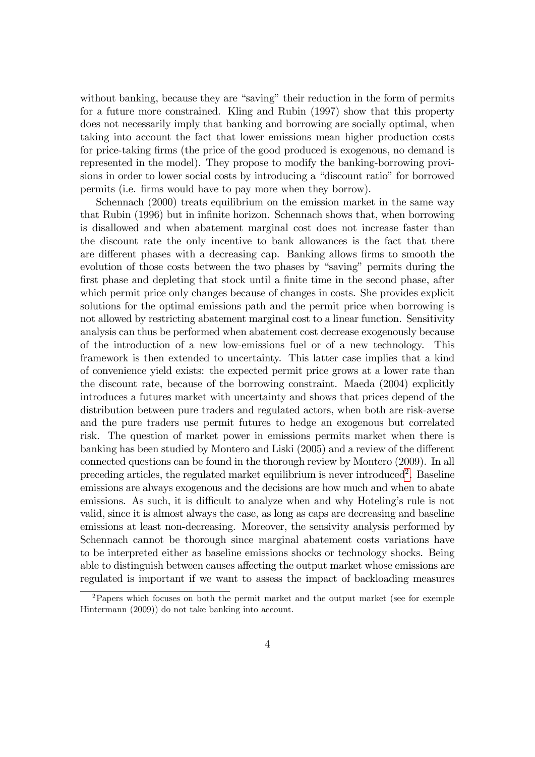without banking, because they are "saving" their reduction in the form of permits for a future more constrained. Kling and Rubin (1997) show that this property does not necessarily imply that banking and borrowing are socially optimal, when taking into account the fact that lower emissions mean higher production costs for price-taking firms (the price of the good produced is exogenous, no demand is represented in the model). They propose to modify the banking-borrowing provisions in order to lower social costs by introducing a "discount ratio" for borrowed permits (i.e. firms would have to pay more when they borrow).

Schennach (2000) treats equilibrium on the emission market in the same way that Rubin (1996) but in infinite horizon. Schennach shows that, when borrowing is disallowed and when abatement marginal cost does not increase faster than the discount rate the only incentive to bank allowances is the fact that there are different phases with a decreasing cap. Banking allows firms to smooth the evolution of those costs between the two phases by "saving" permits during the first phase and depleting that stock until a finite time in the second phase, after which permit price only changes because of changes in costs. She provides explicit solutions for the optimal emissions path and the permit price when borrowing is not allowed by restricting abatement marginal cost to a linear function. Sensitivity analysis can thus be performed when abatement cost decrease exogenously because of the introduction of a new low-emissions fuel or of a new technology. This framework is then extended to uncertainty. This latter case implies that a kind of convenience yield exists: the expected permit price grows at a lower rate than the discount rate, because of the borrowing constraint. Maeda (2004) explicitly introduces a futures market with uncertainty and shows that prices depend of the distribution between pure traders and regulated actors, when both are risk-averse and the pure traders use permit futures to hedge an exogenous but correlated risk. The question of market power in emissions permits market when there is banking has been studied by Montero and Liski (2005) and a review of the different connected questions can be found in the thorough review by Montero (2009). In all preceding articles, the regulated market equilibrium is never introduced[2]. Baseline emissions are always exogenous and the decisions are how much and when to abate emissions. As such, it is difficult to analyze when and why Hoteling's rule is not valid, since it is almost always the case, as long as caps are decreasing and baseline emissions at least non-decreasing. Moreover, the sensivity analysis performed by Schennach cannot be thorough since marginal abatement costs variations have to be interpreted either as baseline emissions shocks or technology shocks. Being able to distinguish between causes affecting the output market whose emissions are regulated is important if we want to assess the impact of backloading measures

[2] Papers which focuses on both the permit market and the output market (see for exemple Hintermann (2009)) do not take banking into account.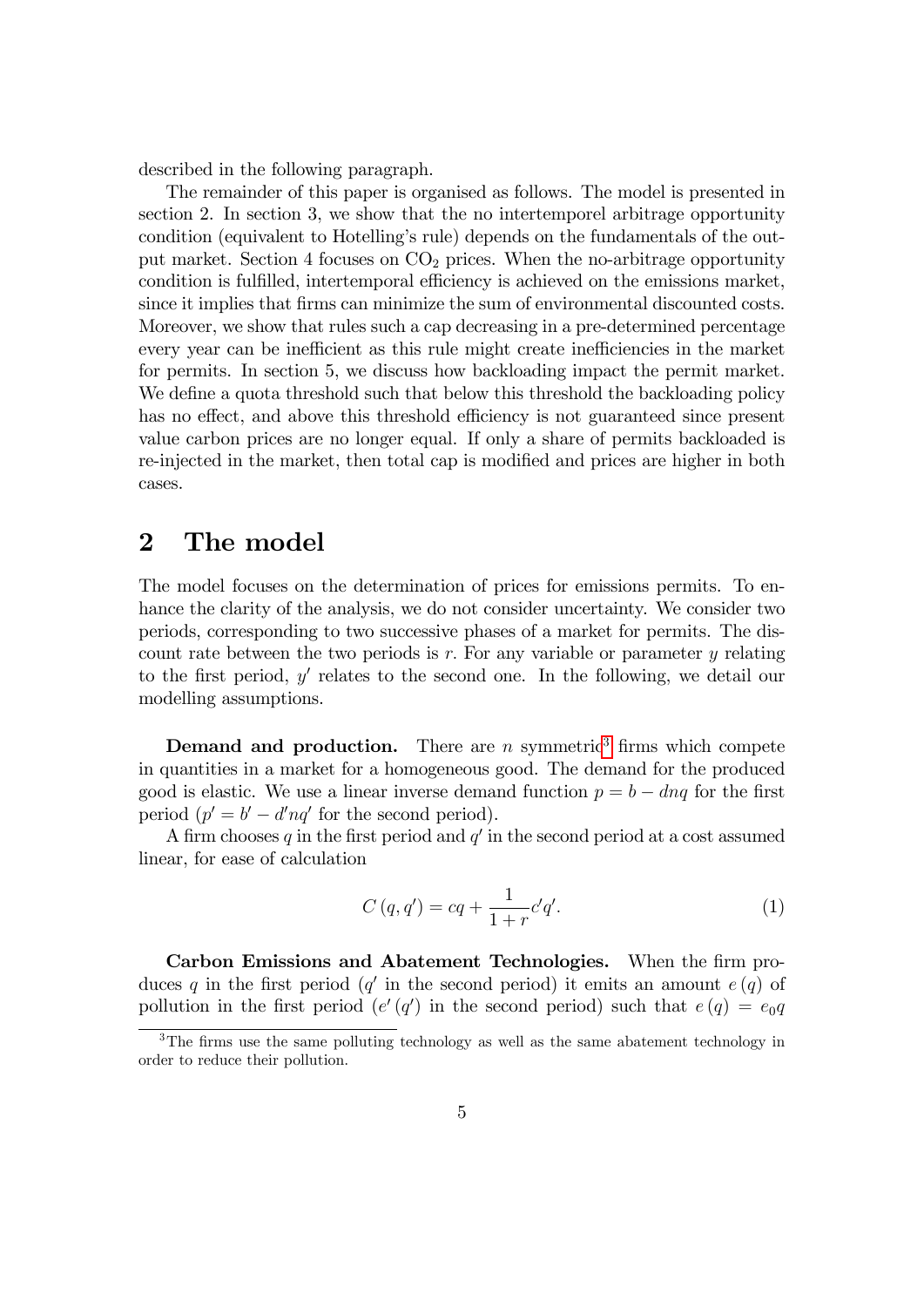described in the following paragraph.

The remainder of this paper is organised as follows. The model is presented in section 2. In section 3, we show that the no intertemporel arbitrage opportunity condition (equivalent to Hotelling's rule) depends on the fundamentals of the output market. Section 4 focuses on $CO_2$ prices. When the no-arbitrage opportunity condition is fulfilled, intertemporal efficiency is achieved on the emissions market, since it implies that firms can minimize the sum of environmental discounted costs. Moreover, we show that rules such a cap decreasing in a pre-determined percentage every year can be inefficient as this rule might create inefficiencies in the market for permits. In section 5, we discuss how backloading impact the permit market. We define a quota threshold such that below this threshold the backloading policy has no effect, and above this threshold efficiency is not guaranteed since present value carbon prices are no longer equal. If only a share of permits backloaded is re-injected in the market, then total cap is modified and prices are higher in both cases.

## 2 The model

The model focuses on the determination of prices for emissions permits. To enhance the clarity of the analysis, we do not consider uncertainty. We consider two periods, corresponding to two successive phases of a market for permits. The discount rate between the two periods is $r$. For any variable or parameter $y$ relating to the first period, $y'$ relates to the second one. In the following, we detail our modelling assumptions.

**Demand and production.** There are $n$ symmetric[3] firms which compete in quantities in a market for a homogeneous good. The demand for the produced good is elastic. We use a linear inverse demand function $p = b - dnq$ for the first period ($p' = b' - d'nq'$ for the second period).

A firm chooses $q$ in the first period and $q'$ in the second period at a cost assumed linear, for ease of calculation

$$C(q, q') = cq + \frac{1}{1+r} c'q'. \tag{1}$$

**Carbon Emissions and Abatement Technologies.** When the firm produces $q$ in the first period ($q'$ in the second period) it emits an amount $e(q)$ of pollution in the first period ($e'(q')$ in the second period) such that $e(q) = e_0 q$

[3] The firms use the same polluting technology as well as the same abatement technology in order to reduce their pollution.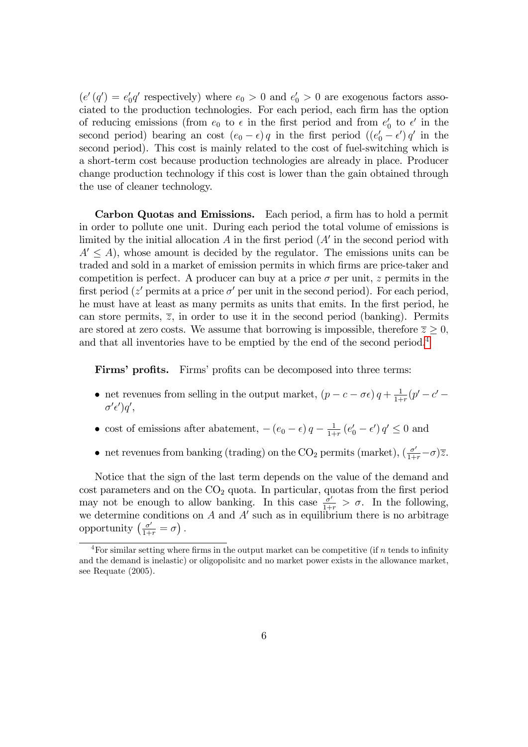$(e'(q') = e_0' q'$ respectively) where $e_0 > 0$ and $e_0' > 0$ are exogenous factors associated to the production technologies. For each period, each firm has the option of reducing emissions (from $e_0$ to $\epsilon$ in the first period and from $e_0'$ to $\epsilon'$ in the second period) bearing an cost $(e_0 - \epsilon) q$ in the first period $((e_0' - \epsilon') q'$ in the second period). This cost is mainly related to the cost of fuel-switching which is a short-term cost because production technologies are already in place. Producer change production technology if this cost is lower than the gain obtained through the use of cleaner technology.

**Carbon Quotas and Emissions.** Each period, a firm has to hold a permit in order to pollute one unit. During each period the total volume of emissions is limited by the initial allocation $A$ in the first period ($A'$ in the second period with $A' \leq A$), whose amount is decided by the regulator. The emissions units can be traded and sold in a market of emission permits in which firms are price-taker and competition is perfect. A producer can buy at a price $\sigma$ per unit, $z$ permits in the first period ($z'$ permits at a price $\sigma'$ per unit in the second period). For each period, he must have at least as many permits as units that emits. In the first period, he can store permits, $\overline{z}$, in order to use it in the second period (banking). Permits are stored at zero costs. We assume that borrowing is impossible, therefore $\overline{z} \geq 0$, and that all inventories have to be emptied by the end of the second period.[4]

**Firms' profits.** Firms' profits can be decomposed into three terms:

- net revenues from selling in the output market, $(p - c - \sigma\epsilon) q + \frac{1}{1+r}(p' - c' - \sigma'\epsilon')q'$,
- cost of emissions after abatement, $-(e_0 - \epsilon) q - \frac{1}{1+r}(e_0' - \epsilon') q' \leq 0$ and
- net revenues from banking (trading) on the $CO_2$ permits (market), $(\frac{\sigma'}{1+r} - \sigma)\overline{z}$.

Notice that the sign of the last term depends on the value of the demand and cost parameters and on the $CO_2$ quota. In particular, quotas from the first period may not be enough to allow banking. In this case $\frac{\sigma'}{1+r} > \sigma$. In the following, we determine conditions on $A$ and $A'$ such as in equilibrium there is no arbitrage opportunity $\left(\frac{\sigma'}{1+r} = \sigma\right)$.

[4] For similar setting where firms in the output market can be competitive (if $n$ tends to infinity and the demand is inelastic) or oligopolisitc and no market power exists in the allowance market, see Requate (2005).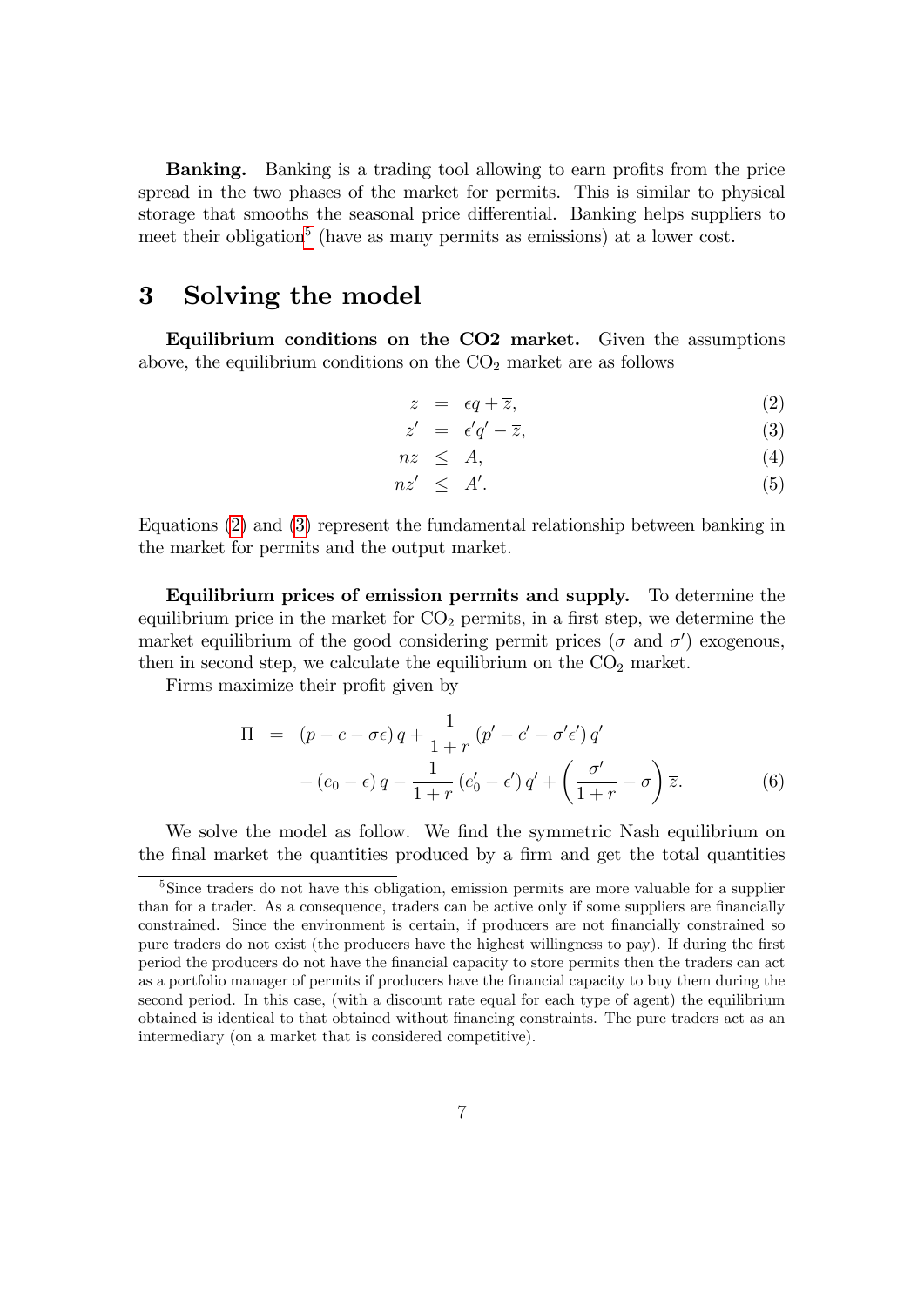**Banking.** Banking is a trading tool allowing to earn profits from the price spread in the two phases of the market for permits. This is similar to physical storage that smooths the seasonal price differential. Banking helps suppliers to meet their obligation[5] (have as many permits as emissions) at a lower cost.

# 3 Solving the model

**Equilibrium conditions on the CO2 market.** Given the assumptions above, the equilibrium conditions on the $CO_2$ market are as follows

$$
\begin{aligned}
z &= \epsilon q + \overline{z}, && (2)\\
z' &= \epsilon' q' - \overline{z}, && (3)\\
nz &\leq A, && (4)\\
nz' &\leq A'. && (5)
\end{aligned}
$$

Equations (2) and (3) represent the fundamental relationship between banking in the market for permits and the output market.

**Equilibrium prices of emission permits and supply.** To determine the equilibrium price in the market for $CO_2$ permits, in a first step, we determine the market equilibrium of the good considering permit prices ($\sigma$ and $\sigma'$) exogenous, then in second step, we calculate the equilibrium on the $CO_2$ market.

Firms maximize their profit given by

$$
\begin{aligned}
\Pi \;=\;& (p - c - \sigma\epsilon)\, q + \frac{1}{1+r}\,(p' - c' - \sigma'\epsilon')\, q' \\
& - (e_0 - \epsilon)\, q - \frac{1}{1+r}\,(e_0' - \epsilon')\, q' + \left(\frac{\sigma'}{1+r} - \sigma\right)\overline{z}. \qquad (6)
\end{aligned}
$$

We solve the model as follow. We find the symmetric Nash equilibrium on the final market the quantities produced by a firm and get the total quantities

[5] Since traders do not have this obligation, emission permits are more valuable for a supplier than for a trader. As a consequence, traders can be active only if some suppliers are financially constrained. Since the environment is certain, if producers are not financially constrained so pure traders do not exist (the producers have the highest willingness to pay). If during the first period the producers do not have the financial capacity to store permits then the traders can act as a portfolio manager of permits if producers have the financial capacity to buy them during the second period. In this case, (with a discount rate equal for each type of agent) the equilibrium obtained is identical to that obtained without financing constraints. The pure traders act as an intermediary (on a market that is considered competitive).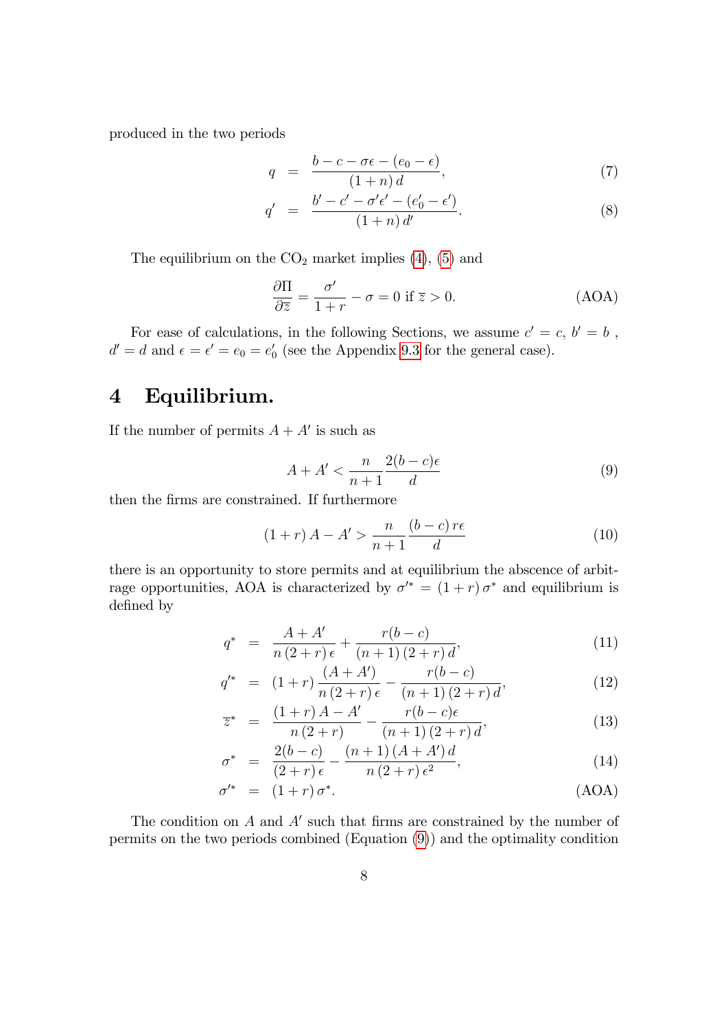produced in the two periods

$$q = \frac{b - c - \sigma\epsilon - (e_0 - \epsilon)}{(1+n)\,d}, \tag{7}$$

$$q' = \frac{b' - c' - \sigma'\epsilon' - (e_0' - \epsilon')}{(1+n)\,d'}. \tag{8}$$

The equilibrium on the $CO_2$ market implies (4), (5) and

$$\frac{\partial \Pi}{\partial \overline{z}} = \frac{\sigma'}{1+r} - \sigma = 0 \text{ if } \overline{z} > 0. \tag{AOA}$$

For ease of calculations, in the following Sections, we assume $c' = c$, $b' = b$ , $d' = d$ and $\epsilon = \epsilon' = e_0 = e_0'$ (see the Appendix 9.3 for the general case).

# 4 Equilibrium.

If the number of permits $A + A'$ is such as

$$A + A' < \frac{n}{n+1}\frac{2(b-c)\epsilon}{d} \tag{9}$$

then the firms are constrained. If furthermore

$$(1+r)\,A - A' > \frac{n}{n+1}\frac{(b-c)\,r\epsilon}{d} \tag{10}$$

there is an opportunity to store permits and at equilibrium the abscence of arbitrage opportunities, AOA is characterized by $\sigma'^{*} = (1+r)\,\sigma^{*}$ and equilibrium is defined by

$$q^{*} = \frac{A + A'}{n\,(2+r)\,\epsilon} + \frac{r(b-c)}{(n+1)\,(2+r)\,d}, \tag{11}$$

$$q'^{*} = (1+r)\,\frac{(A + A')}{n\,(2+r)\,\epsilon} - \frac{r(b-c)}{(n+1)\,(2+r)\,d}, \tag{12}$$

$$\overline{z}^{*} = \frac{(1+r)\,A - A'}{n\,(2+r)} - \frac{r(b-c)\epsilon}{(n+1)\,(2+r)\,d}, \tag{13}$$

$$\sigma^{*} = \frac{2(b-c)}{(2+r)\,\epsilon} - \frac{(n+1)\,(A + A')\,d}{n\,(2+r)\,\epsilon^{2}}, \tag{14}$$

$$\sigma'^{*} = (1+r)\,\sigma^{*}. \tag{AOA}$$

The condition on $A$ and $A'$ such that firms are constrained by the number of permits on the two periods combined (Equation (9)) and the optimality condition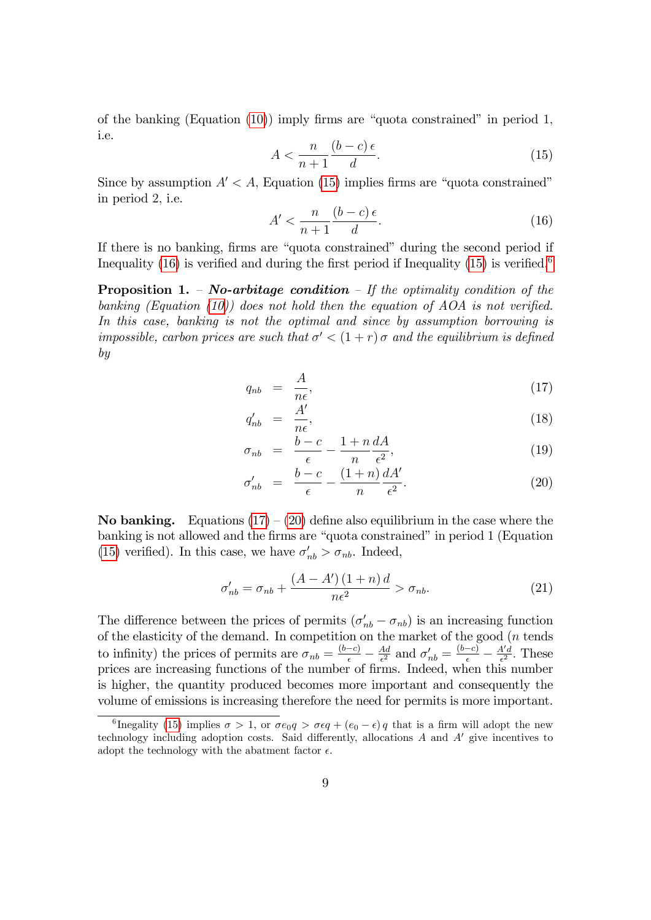of the banking (Equation (10)) imply firms are "quota constrained" in period 1, i.e.

$$A < \frac{n}{n+1} \frac{(b-c)\,\epsilon}{d}. \tag{15}$$

Since by assumption $A' < A$, Equation (15) implies firms are "quota constrained" in period 2, i.e.

$$A' < \frac{n}{n+1} \frac{(b-c)\,\epsilon}{d}. \tag{16}$$

If there is no banking, firms are "quota constrained" during the second period if Inequality (16) is verified and during the first period if Inequality (15) is verified.[6]

**Proposition 1.** – ***No-arbitage condition*** – *If the optimality condition of the banking (Equation (10)) does not hold then the equation of AOA is not verified. In this case, banking is not the optimal and since by assumption borrowing is impossible, carbon prices are such that $\sigma' < (1+r)\,\sigma$ and the equilibrium is defined by*

$$\begin{aligned}
q_{nb} &= \frac{A}{n\epsilon}, && (17)\\
q'_{nb} &= \frac{A'}{n\epsilon}, && (18)\\
\sigma_{nb} &= \frac{b-c}{\epsilon} - \frac{1+n}{n}\frac{dA}{\epsilon^2}, && (19)\\
\sigma'_{nb} &= \frac{b-c}{\epsilon} - \frac{(1+n)}{n}\frac{dA'}{\epsilon^2}. && (20)
\end{aligned}$$

**No banking.** Equations (17) – (20) define also equilibrium in the case where the banking is not allowed and the firms are "quota constrained" in period 1 (Equation (15) verified). In this case, we have $\sigma'_{nb} > \sigma_{nb}$. Indeed,

$$\sigma'_{nb} = \sigma_{nb} + \frac{(A-A')\,(1+n)\,d}{n\epsilon^2} > \sigma_{nb}. \tag{21}$$

The difference between the prices of permits $(\sigma'_{nb} - \sigma_{nb})$ is an increasing function of the elasticity of the demand. In competition on the market of the good ($n$ tends to infinity) the prices of permits are $\sigma_{nb} = \frac{(b-c)}{\epsilon} - \frac{Ad}{\epsilon^2}$ and $\sigma'_{nb} = \frac{(b-c)}{\epsilon} - \frac{A'd}{\epsilon^2}$. These prices are increasing functions of the number of firms. Indeed, when this number is higher, the quantity produced becomes more important and consequently the volume of emissions is increasing therefore the need for permits is more important.

[6] Inegality (15) implies $\sigma > 1$, or $\sigma e_0 q > \sigma \epsilon q + (e_0 - \epsilon)\,q$ that is a firm will adopt the new technology including adoption costs. Said differently, allocations $A$ and $A'$ give incentives to adopt the technology with the abatment factor $\epsilon$.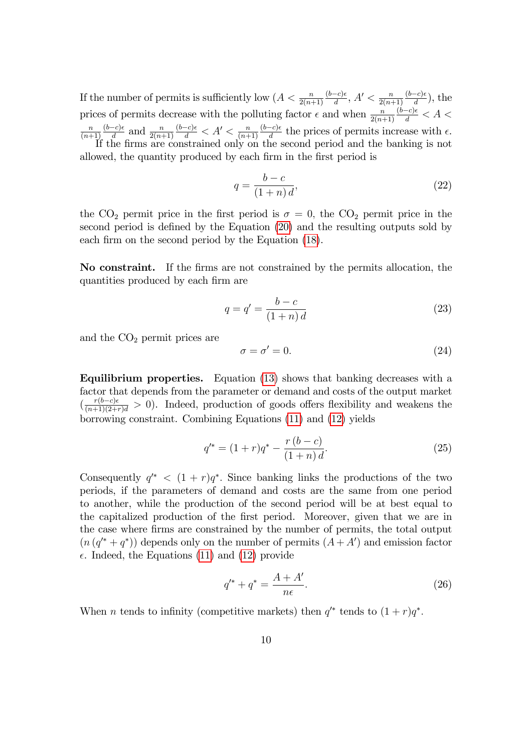If the number of permits is sufficiently low ($A < \frac{n}{2(n+1)} \frac{(b-c)\epsilon}{d}$, $A' < \frac{n}{2(n+1)} \frac{(b-c)\epsilon}{d}$), the prices of permits decrease with the polluting factor $\epsilon$ and when $\frac{n}{2(n+1)} \frac{(b-c)\epsilon}{d} < A < \frac{n}{(n+1)} \frac{(b-c)\epsilon}{d}$ and $\frac{n}{2(n+1)} \frac{(b-c)\epsilon}{d} < A' < \frac{n}{(n+1)} \frac{(b-c)\epsilon}{d}$ the prices of permits increase with $\epsilon$.

If the firms are constrained only on the second period and the banking is not allowed, the quantity produced by each firm in the first period is

$$q = \frac{b-c}{(1+n)\,d}, \tag{22}$$

the $CO_2$ permit price in the first period is $\sigma = 0$, the $CO_2$ permit price in the second period is defined by the Equation (20) and the resulting outputs sold by each firm on the second period by the Equation (18).

**No constraint.** If the firms are not constrained by the permits allocation, the quantities produced by each firm are

$$q = q' = \frac{b-c}{(1+n)\,d} \tag{23}$$

and the $CO_2$ permit prices are

$$\sigma = \sigma' = 0. \tag{24}$$

**Equilibrium properties.** Equation (13) shows that banking decreases with a factor that depends from the parameter or demand and costs of the output market ($\frac{r(b-c)\epsilon}{(n+1)(2+r)d} > 0$). Indeed, production of goods offers flexibility and weakens the borrowing constraint. Combining Equations (11) and (12) yields

$$q'^{*} = (1+r)q^{*} - \frac{r\,(b-c)}{(1+n)\,d}. \tag{25}$$

Consequently $q'^{*} < (1+r)q^{*}$. Since banking links the productions of the two periods, if the parameters of demand and costs are the same from one period to another, while the production of the second period will be at best equal to the capitalized production of the first period. Moreover, given that we are in the case where firms are constrained by the number of permits, the total output $(n\,(q'^{*} + q^{*}))$ depends only on the number of permits $(A + A')$ and emission factor $\epsilon$. Indeed, the Equations (11) and (12) provide

$$q'^{*} + q^{*} = \frac{A + A'}{n\epsilon}. \tag{26}$$

When $n$ tends to infinity (competitive markets) then $q'^{*}$ tends to $(1+r)q^{*}$.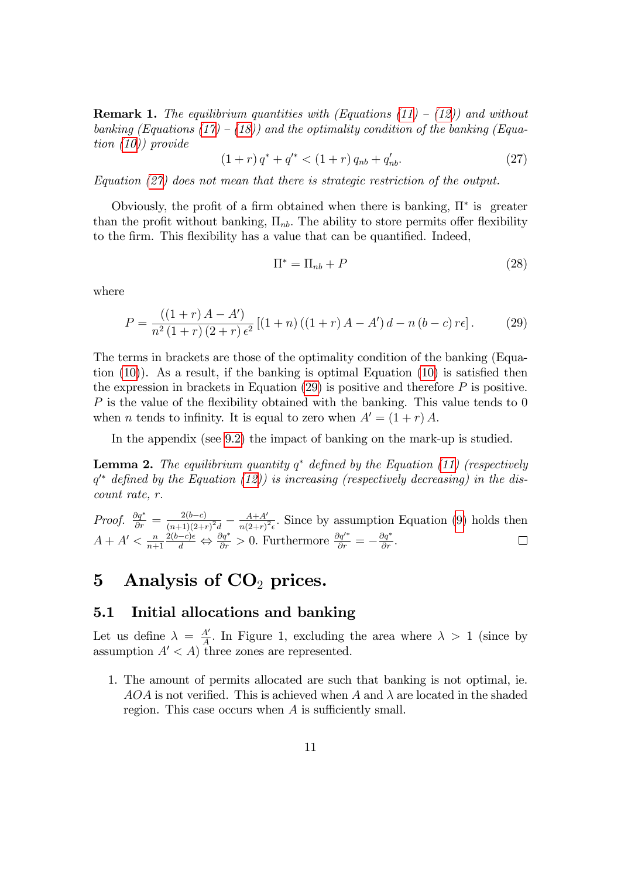**Remark 1.** *The equilibrium quantities with (Equations (11) – (12)) and without banking (Equations (17) – (18)) and the optimality condition of the banking (Equation (10)) provide*

$$(1+r)\,q^{*} + q'^{*} < (1+r)\,q_{nb} + q'_{nb}. \tag{27}$$

*Equation (27) does not mean that there is strategic restriction of the output.*

Obviously, the profit of a firm obtained when there is banking, $\Pi^{*}$ is greater than the profit without banking, $\Pi_{nb}$. The ability to store permits offer flexibility to the firm. This flexibility has a value that can be quantified. Indeed,

$$\Pi^{*} = \Pi_{nb} + P \tag{28}$$

where

$$P = \frac{\left((1+r)\,A - A'\right)}{n^{2}\,(1+r)\,(2+r)\,\epsilon^{2}}\left[(1+n)\left((1+r)\,A - A'\right)d - n\,(b-c)\,r\epsilon\right]. \tag{29}$$

The terms in brackets are those of the optimality condition of the banking (Equation (10)). As a result, if the banking is optimal Equation (10) is satisfied then the expression in brackets in Equation (29) is positive and therefore $P$ is positive. $P$ is the value of the flexibility obtained with the banking. This value tends to 0 when $n$ tends to infinity. It is equal to zero when $A' = (1+r)\,A$.

In the appendix (see 9.2) the impact of banking on the mark-up is studied.

**Lemma 2.** *The equilibrium quantity $q^{*}$ defined by the Equation (11) (respectively $q'^{*}$ defined by the Equation (12)) is increasing (respectively decreasing) in the discount rate, $r$.*

*Proof.* $\frac{\partial q^{*}}{\partial r} = \frac{2(b-c)}{(n+1)(2+r)^{2}d} - \frac{A+A'}{n(2+r)^{2}\epsilon}$. Since by assumption Equation (9) holds then $A + A' < \frac{n}{n+1}\frac{2(b-c)\epsilon}{d} \Leftrightarrow \frac{\partial q^{*}}{\partial r} > 0$. Furthermore $\frac{\partial q'^{*}}{\partial r} = -\frac{\partial q^{*}}{\partial r}$. □

# 5 Analysis of $CO_2$ prices.

## 5.1 Initial allocations and banking

Let us define $\lambda = \frac{A'}{A}$. In Figure 1, excluding the area where $\lambda > 1$ (since by assumption $A' < A$) three zones are represented.

1. The amount of permits allocated are such that banking is not optimal, ie. $AOA$ is not verified. This is achieved when $A$ and $\lambda$ are located in the shaded region. This case occurs when $A$ is sufficiently small.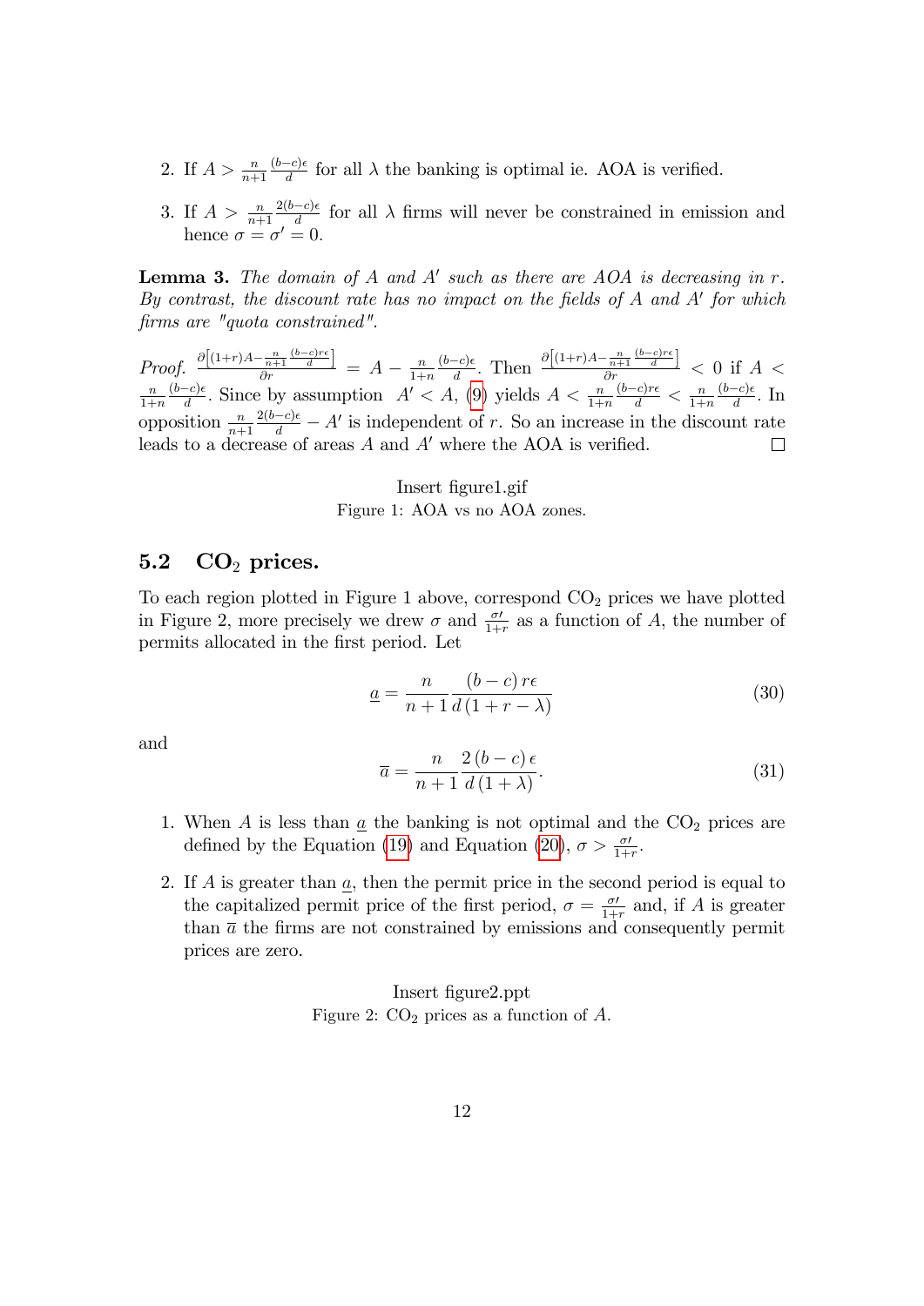2. If $A > \frac{n}{n+1}\frac{(b-c)\epsilon}{d}$ for all $\lambda$ the banking is optimal ie. AOA is verified.

3. If $A > \frac{n}{n+1}\frac{2(b-c)\epsilon}{d}$ for all $\lambda$ firms will never be constrained in emission and hence $\sigma = \sigma' = 0$.

**Lemma 3.** *The domain of $A$ and $A'$ such as there are AOA is decreasing in $r$. By contrast, the discount rate has no impact on the fields of $A$ and $A'$ for which firms are "quota constrained".*

*Proof.* $\frac{\partial\left[(1+r)A - \frac{n}{n+1}\frac{(b-c)r\epsilon}{d}\right]}{\partial r} = A - \frac{n}{1+n}\frac{(b-c)\epsilon}{d}$. Then $\frac{\partial\left[(1+r)A - \frac{n}{n+1}\frac{(b-c)r\epsilon}{d}\right]}{\partial r} < 0$ if $A < \frac{n}{1+n}\frac{(b-c)\epsilon}{d}$. Since by assumption $A' < A$, (9) yields $A < \frac{n}{1+n}\frac{(b-c)r\epsilon}{d} < \frac{n}{1+n}\frac{(b-c)\epsilon}{d}$. In opposition $\frac{n}{n+1}\frac{2(b-c)\epsilon}{d} - A'$ is independent of $r$. So an increase in the discount rate leads to a decrease of areas $A$ and $A'$ where the AOA is verified. $\square$

Insert figure1.gif

Figure 1: AOA vs no AOA zones.

## 5.2 $CO_2$ prices.

To each region plotted in Figure 1 above, correspond $CO_2$ prices we have plotted in Figure 2, more precisely we drew $\sigma$ and $\frac{\sigma\prime}{1+r}$ as a function of $A$, the number of permits allocated in the first period. Let

$$\underline{a} = \frac{n}{n+1}\frac{(b-c)\,r\epsilon}{d\,(1+r-\lambda)} \tag{30}$$

and

$$\overline{a} = \frac{n}{n+1}\frac{2\,(b-c)\,\epsilon}{d\,(1+\lambda)}. \tag{31}$$

1. When $A$ is less than $\underline{a}$ the banking is not optimal and the $CO_2$ prices are defined by the Equation (19) and Equation (20), $\sigma > \frac{\sigma\prime}{1+r}$.

2. If $A$ is greater than $\underline{a}$, then the permit price in the second period is equal to the capitalized permit price of the first period, $\sigma = \frac{\sigma\prime}{1+r}$ and, if $A$ is greater than $\overline{a}$ the firms are not constrained by emissions and consequently permit prices are zero.

Insert figure2.ppt

Figure 2: $CO_2$ prices as a function of $A$.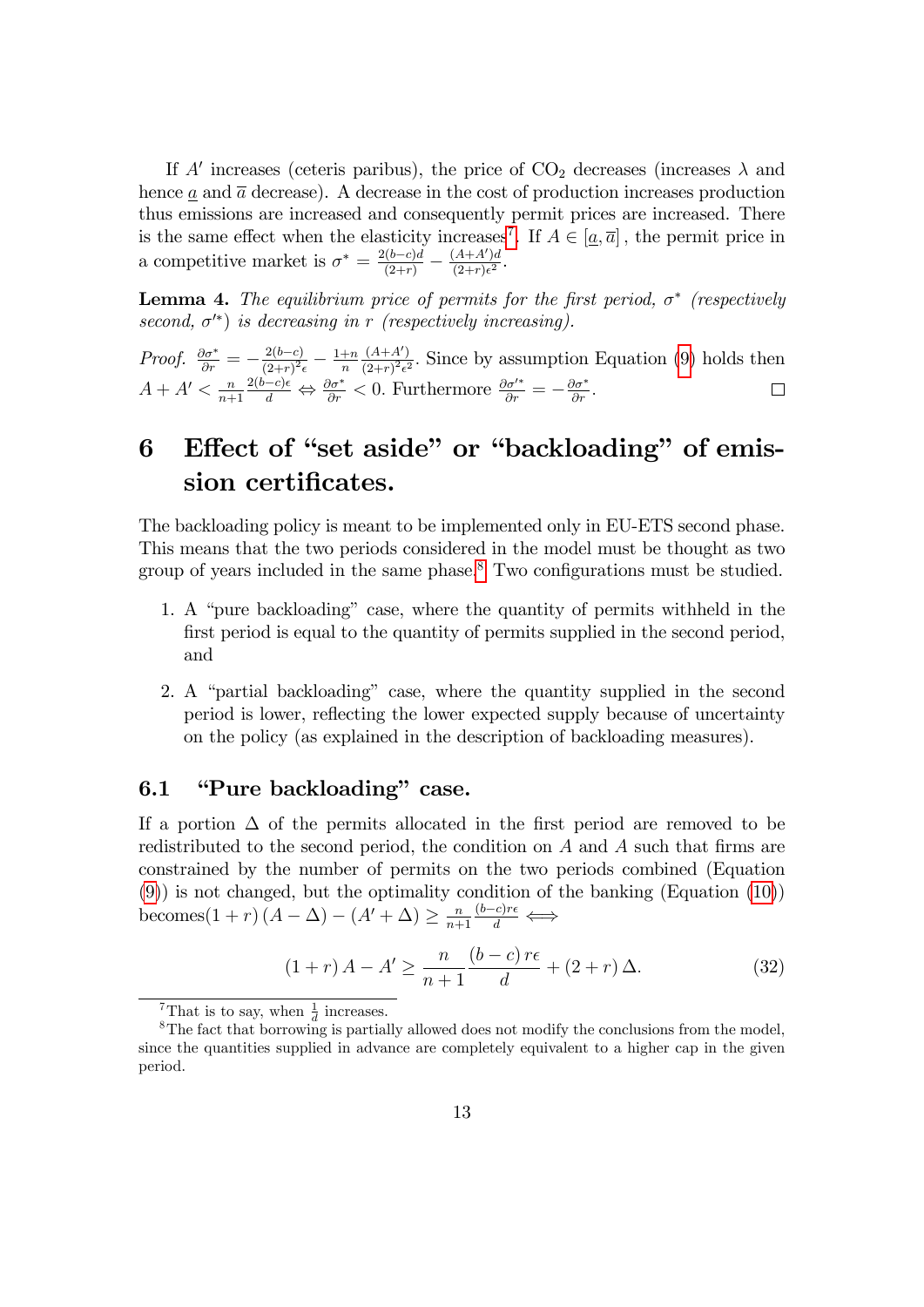If $A'$ increases (ceteris paribus), the price of $CO_2$ decreases (increases $\lambda$ and hence $\underline{a}$ and $\overline{a}$ decrease). A decrease in the cost of production increases production thus emissions are increased and consequently permit prices are increased. There is the same effect when the elasticity increases[7]. If $A \in [\underline{a}, \overline{a}]$, the permit price in a competitive market is $\sigma^* = \frac{2(b-c)d}{(2+r)} - \frac{(A+A')d}{(2+r)\epsilon^2}$.

**Lemma 4.** *The equilibrium price of permits for the first period, $\sigma^*$ (respectively second, $\sigma'^*$) is decreasing in $r$ (respectively increasing).*

*Proof.* $\frac{\partial \sigma^*}{\partial r} = -\frac{2(b-c)}{(2+r)^2 \epsilon} - \frac{1+n}{n} \frac{(A+A')}{(2+r)^2 \epsilon^2}$. Since by assumption Equation (9) holds then $A + A' < \frac{n}{n+1} \frac{2(b-c)\epsilon}{d} \Leftrightarrow \frac{\partial \sigma^*}{\partial r} < 0$. Furthermore $\frac{\partial \sigma'^*}{\partial r} = -\frac{\partial \sigma^*}{\partial r}$. □

# 6 Effect of "set aside" or "backloading" of emission certificates.

The backloading policy is meant to be implemented only in EU-ETS second phase. This means that the two periods considered in the model must be thought as two group of years included in the same phase.[8] Two configurations must be studied.

1. A "pure backloading" case, where the quantity of permits withheld in the first period is equal to the quantity of permits supplied in the second period, and
2. A "partial backloading" case, where the quantity supplied in the second period is lower, reflecting the lower expected supply because of uncertainty on the policy (as explained in the description of backloading measures).

## 6.1 "Pure backloading" case.

If a portion $\Delta$ of the permits allocated in the first period are removed to be redistributed to the second period, the condition on $A$ and $A$ such that firms are constrained by the number of permits on the two periods combined (Equation (9)) is not changed, but the optimality condition of the banking (Equation (10)) becomes$(1+r)(A-\Delta) - (A'+\Delta) \geq \frac{n}{n+1} \frac{(b-c)r\epsilon}{d} \Longleftrightarrow$

$$(1+r)A - A' \geq \frac{n}{n+1} \frac{(b-c)r\epsilon}{d} + (2+r)\Delta. \tag{32}$$

[7] That is to say, when $\frac{1}{d}$ increases.

[8] The fact that borrowing is partially allowed does not modify the conclusions from the model, since the quantities supplied in advance are completely equivalent to a higher cap in the given period.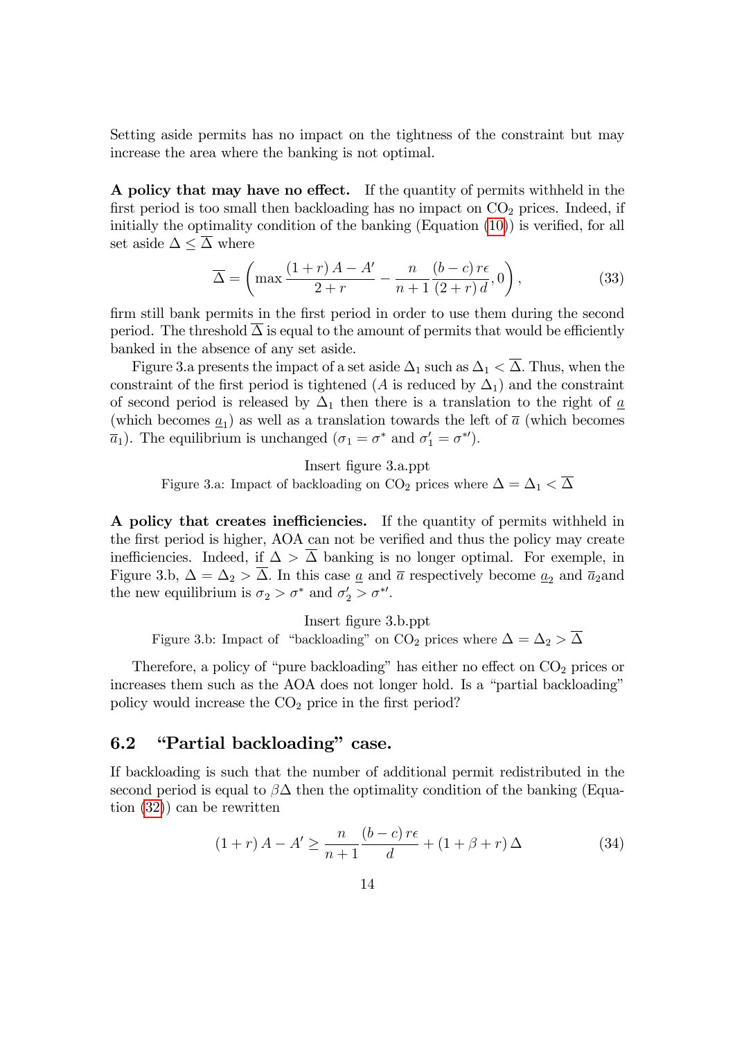Setting aside permits has no impact on the tightness of the constraint but may increase the area where the banking is not optimal.

**A policy that may have no effect.** If the quantity of permits withheld in the first period is too small then backloading has no impact on $CO_2$ prices. Indeed, if initially the optimality condition of the banking (Equation (10)) is verified, for all set aside $\Delta \leq \overline{\Delta}$ where

$$\overline{\Delta} = \left( \max \frac{(1+r)A - A'}{2+r} - \frac{n}{n+1} \frac{(b-c)\,r\epsilon}{(2+r)\,d}, 0 \right), \tag{33}$$

firm still bank permits in the first period in order to use them during the second period. The threshold $\overline{\Delta}$ is equal to the amount of permits that would be efficiently banked in the absence of any set aside.

Figure 3.a presents the impact of a set aside $\Delta_1$ such as $\Delta_1 < \overline{\Delta}$. Thus, when the constraint of the first period is tightened ($A$ is reduced by $\Delta_1$) and the constraint of second period is released by $\Delta_1$ then there is a translation to the right of $\underline{a}$ (which becomes $\underline{a}_1$) as well as a translation towards the left of $\overline{a}$ (which becomes $\overline{a}_1$). The equilibrium is unchanged ($\sigma_1 = \sigma^*$ and $\sigma_1' = \sigma^{*\prime}$).

Insert figure 3.a.ppt

Figure 3.a: Impact of backloading on $CO_2$ prices where $\Delta = \Delta_1 < \overline{\Delta}$

**A policy that creates inefficiencies.** If the quantity of permits withheld in the first period is higher, AOA can not be verified and thus the policy may create inefficiencies. Indeed, if $\Delta > \overline{\Delta}$ banking is no longer optimal. For exemple, in Figure 3.b, $\Delta = \Delta_2 > \overline{\Delta}$. In this case $\underline{a}$ and $\overline{a}$ respectively become $\underline{a}_2$ and $\overline{a}_2$and the new equilibrium is $\sigma_2 > \sigma^*$ and $\sigma_2' > \sigma^{*\prime}$.

Insert figure 3.b.ppt

Figure 3.b: Impact of "backloading" on $CO_2$ prices where $\Delta = \Delta_2 > \overline{\Delta}$

Therefore, a policy of "pure backloading" has either no effect on $CO_2$ prices or increases them such as the AOA does not longer hold. Is a "partial backloading" policy would increase the $CO_2$ price in the first period?

## 6.2 "Partial backloading" case.

If backloading is such that the number of additional permit redistributed in the second period is equal to $\beta\Delta$ then the optimality condition of the banking (Equation (32)) can be rewritten

$$(1+r)A - A' \geq \frac{n}{n+1} \frac{(b-c)\,r\epsilon}{d} + (1+\beta+r)\,\Delta \tag{34}$$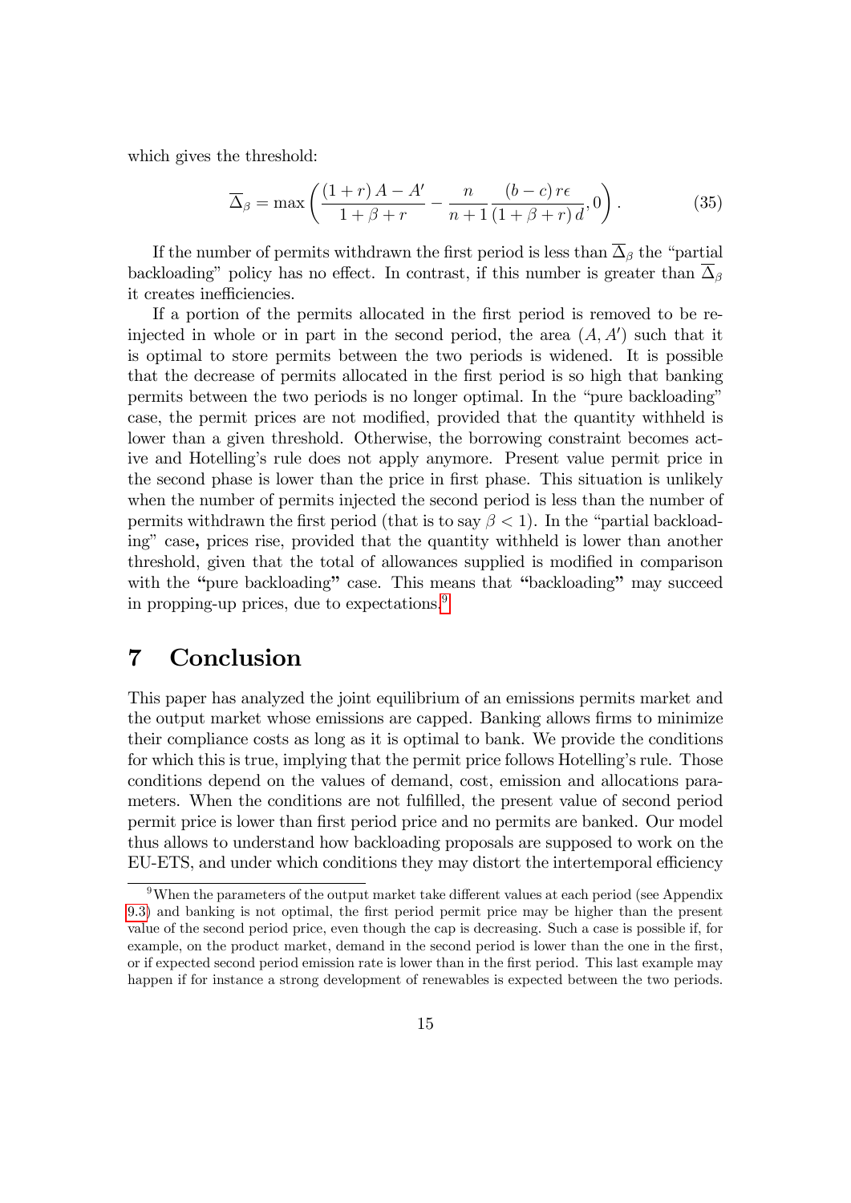which gives the threshold:

$$\overline{\Delta}_{\beta} = \max\left(\frac{(1+r)\,A - A'}{1+\beta+r} - \frac{n}{n+1}\frac{(b-c)\,r\epsilon}{(1+\beta+r)\,d}, 0\right). \tag{35}$$

If the number of permits withdrawn the first period is less than $\overline{\Delta}_{\beta}$ the "partial backloading" policy has no effect. In contrast, if this number is greater than $\overline{\Delta}_{\beta}$ it creates inefficiencies.

If a portion of the permits allocated in the first period is removed to be reinjected in whole or in part in the second period, the area $(A, A')$ such that it is optimal to store permits between the two periods is widened. It is possible that the decrease of permits allocated in the first period is so high that banking permits between the two periods is no longer optimal. In the "pure backloading" case, the permit prices are not modified, provided that the quantity withheld is lower than a given threshold. Otherwise, the borrowing constraint becomes active and Hotelling's rule does not apply anymore. Present value permit price in the second phase is lower than the price in first phase. This situation is unlikely when the number of permits injected the second period is less than the number of permits withdrawn the first period (that is to say $\beta < 1$). In the "partial backloading" case**,** prices rise, provided that the quantity withheld is lower than another threshold, given that the total of allowances supplied is modified in comparison with the **"**pure backloading**"** case. This means that **"**backloading**"** may succeed in propping-up prices, due to expectations.[9]

# 7 Conclusion

This paper has analyzed the joint equilibrium of an emissions permits market and the output market whose emissions are capped. Banking allows firms to minimize their compliance costs as long as it is optimal to bank. We provide the conditions for which this is true, implying that the permit price follows Hotelling's rule. Those conditions depend on the values of demand, cost, emission and allocations parameters. When the conditions are not fulfilled, the present value of second period permit price is lower than first period price and no permits are banked. Our model thus allows to understand how backloading proposals are supposed to work on the EU-ETS, and under which conditions they may distort the intertemporal efficiency

[9] When the parameters of the output market take different values at each period (see Appendix 9.3) and banking is not optimal, the first period permit price may be higher than the present value of the second period price, even though the cap is decreasing. Such a case is possible if, for example, on the product market, demand in the second period is lower than the one in the first, or if expected second period emission rate is lower than in the first period. This last example may happen if for instance a strong development of renewables is expected between the two periods.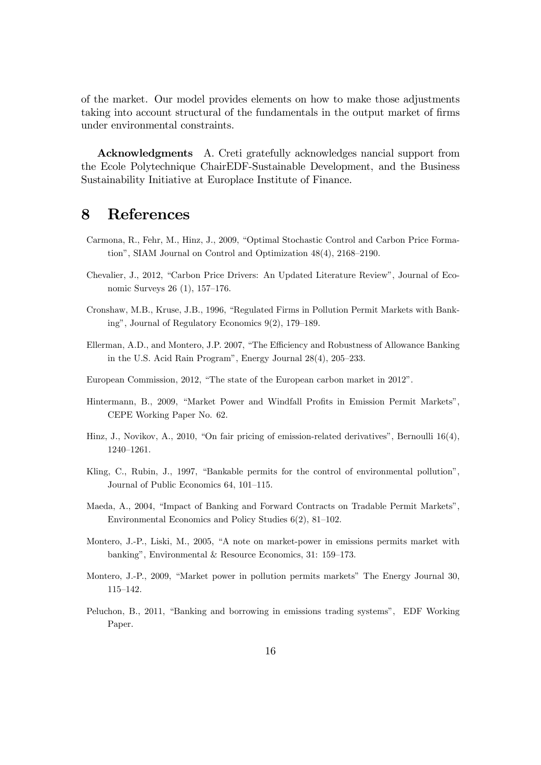of the market. Our model provides elements on how to make those adjustments taking into account structural of the fundamentals in the output market of firms under environmental constraints.

**Acknowledgments** A. Creti gratefully acknowledges nancial support from the Ecole Polytechnique ChairEDF-Sustainable Development, and the Business Sustainability Initiative at Europlace Institute of Finance.

# 8 References

Carmona, R., Fehr, M., Hinz, J., 2009, "Optimal Stochastic Control and Carbon Price Formation", SIAM Journal on Control and Optimization 48(4), 2168–2190.

Chevalier, J., 2012, "Carbon Price Drivers: An Updated Literature Review", Journal of Economic Surveys 26 (1), 157–176.

Cronshaw, M.B., Kruse, J.B., 1996, "Regulated Firms in Pollution Permit Markets with Banking", Journal of Regulatory Economics 9(2), 179–189.

Ellerman, A.D., and Montero, J.P. 2007, "The Efficiency and Robustness of Allowance Banking in the U.S. Acid Rain Program", Energy Journal 28(4), 205–233.

European Commission, 2012, "The state of the European carbon market in 2012".

Hintermann, B., 2009, "Market Power and Windfall Profits in Emission Permit Markets", CEPE Working Paper No. 62.

Hinz, J., Novikov, A., 2010, "On fair pricing of emission-related derivatives", Bernoulli 16(4), 1240–1261.

Kling, C., Rubin, J., 1997, "Bankable permits for the control of environmental pollution", Journal of Public Economics 64, 101–115.

Maeda, A., 2004, "Impact of Banking and Forward Contracts on Tradable Permit Markets", Environmental Economics and Policy Studies 6(2), 81–102.

Montero, J.-P., Liski, M., 2005, "A note on market-power in emissions permits market with banking", Environmental & Resource Economics, 31: 159–173.

Montero, J.-P., 2009, "Market power in pollution permits markets" The Energy Journal 30, 115–142.

Peluchon, B., 2011, "Banking and borrowing in emissions trading systems", EDF Working Paper.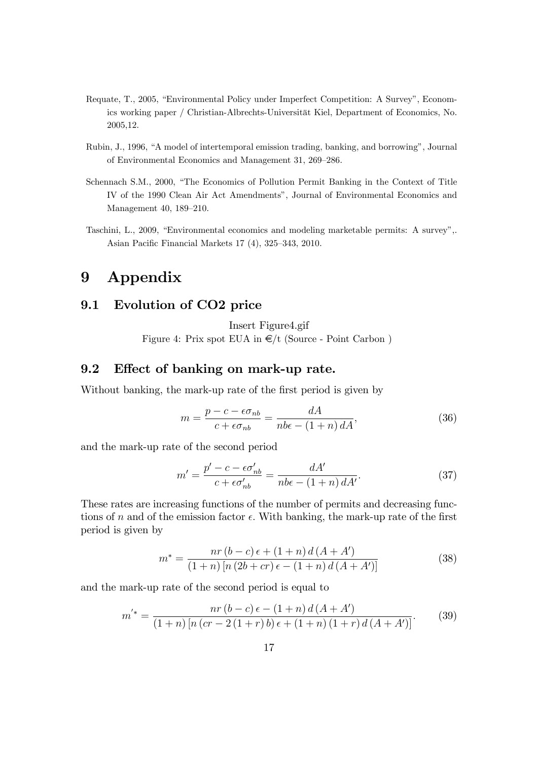Requate, T., 2005, "Environmental Policy under Imperfect Competition: A Survey", Economics working paper / Christian-Albrechts-Universität Kiel, Department of Economics, No. 2005,12.

Rubin, J., 1996, "A model of intertemporal emission trading, banking, and borrowing", Journal of Environmental Economics and Management 31, 269–286.

Schennach S.M., 2000, "The Economics of Pollution Permit Banking in the Context of Title IV of the 1990 Clean Air Act Amendments", Journal of Environmental Economics and Management 40, 189–210.

Taschini, L., 2009, "Environmental economics and modeling marketable permits: A survey",. Asian Pacific Financial Markets 17 (4), 325–343, 2010.

# 9 Appendix

## 9.1 Evolution of CO2 price

Insert Figure4.gif

Figure 4: Prix spot EUA in €/t (Source - Point Carbon )

## 9.2 Effect of banking on mark-up rate.

Without banking, the mark-up rate of the first period is given by

$$m = \frac{p - c - \epsilon\sigma_{nb}}{c + \epsilon\sigma_{nb}} = \frac{dA}{nb\epsilon - (1+n)\, dA}, \tag{36}$$

and the mark-up rate of the second period

$$m' = \frac{p' - c - \epsilon\sigma'_{nb}}{c + \epsilon\sigma'_{nb}} = \frac{dA'}{nb\epsilon - (1+n)\, dA'}. \tag{37}$$

These rates are increasing functions of the number of permits and decreasing functions of $n$ and of the emission factor $\epsilon$. With banking, the mark-up rate of the first period is given by

$$m^* = \frac{nr\,(b-c)\,\epsilon + (1+n)\,d\,(A + A')}{(1+n)\left[n\,(2b + cr)\,\epsilon - (1+n)\,d\,(A + A')\right]} \tag{38}$$

and the mark-up rate of the second period is equal to

$$m'^* = \frac{nr\,(b-c)\,\epsilon - (1+n)\,d\,(A + A')}{(1+n)\left[n\,(cr - 2\,(1+r)\,b)\,\epsilon + (1+n)\,(1+r)\,d\,(A + A')\right]}. \tag{39}$$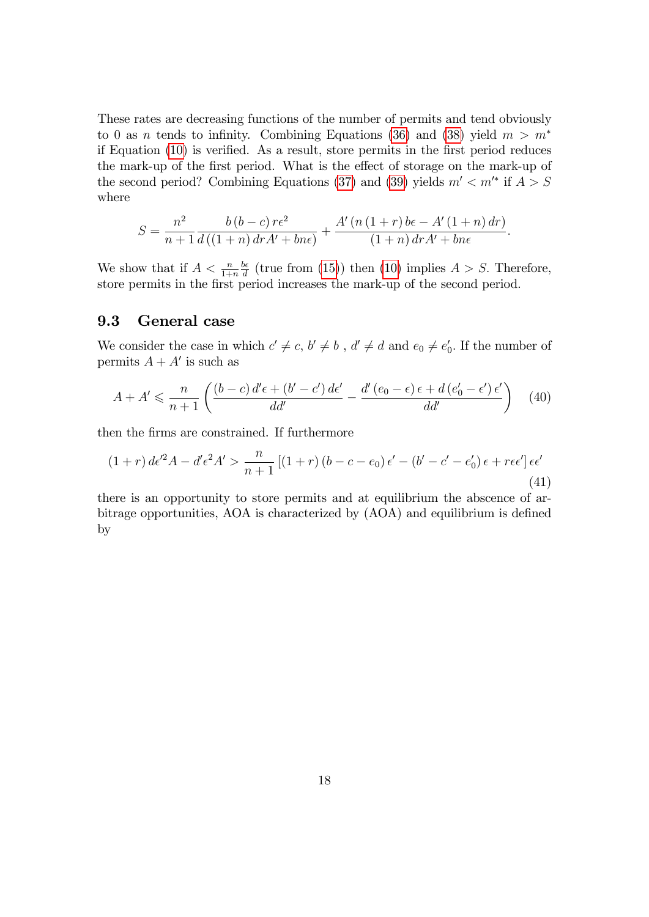These rates are decreasing functions of the number of permits and tend obviously to 0 as $n$ tends to infinity. Combining Equations (36) and (38) yield $m > m^*$ if Equation (10) is verified. As a result, store permits in the first period reduces the mark-up of the first period. What is the effect of storage on the mark-up of the second period? Combining Equations (37) and (39) yields $m' < m'^*$ if $A > S$ where

$$S = \frac{n^2}{n+1} \frac{b(b-c) r\epsilon^2}{d((1+n) drA' + bn\epsilon)} + \frac{A'(n(1+r) b\epsilon - A'(1+n) dr)}{(1+n) drA' + bn\epsilon}.$$

We show that if $A < \frac{n}{1+n} \frac{b\epsilon}{d}$ (true from (15)) then (10) implies $A > S$. Therefore, store permits in the first period increases the mark-up of the second period.

## 9.3 General case

We consider the case in which $c' \neq c$, $b' \neq b$ , $d' \neq d$ and $e_0 \neq e_0'$. If the number of permits $A + A'$ is such as

$$A + A' \leqslant \frac{n}{n+1} \left( \frac{(b-c) d'\epsilon + (b'-c') d\epsilon'}{dd'} - \frac{d'(e_0 - \epsilon)\epsilon + d(e_0' - \epsilon')\epsilon'}{dd'} \right) \tag{40}$$

then the firms are constrained. If furthermore

$$(1+r) d\epsilon'^2 A - d'\epsilon^2 A' > \frac{n}{n+1} \left[ (1+r)(b - c - e_0)\epsilon' - (b' - c' - e_0')\epsilon + r\epsilon\epsilon' \right] \epsilon\epsilon' \tag{41}$$

there is an opportunity to store permits and at equilibrium the abscence of arbitrage opportunities, AOA is characterized by (AOA) and equilibrium is defined by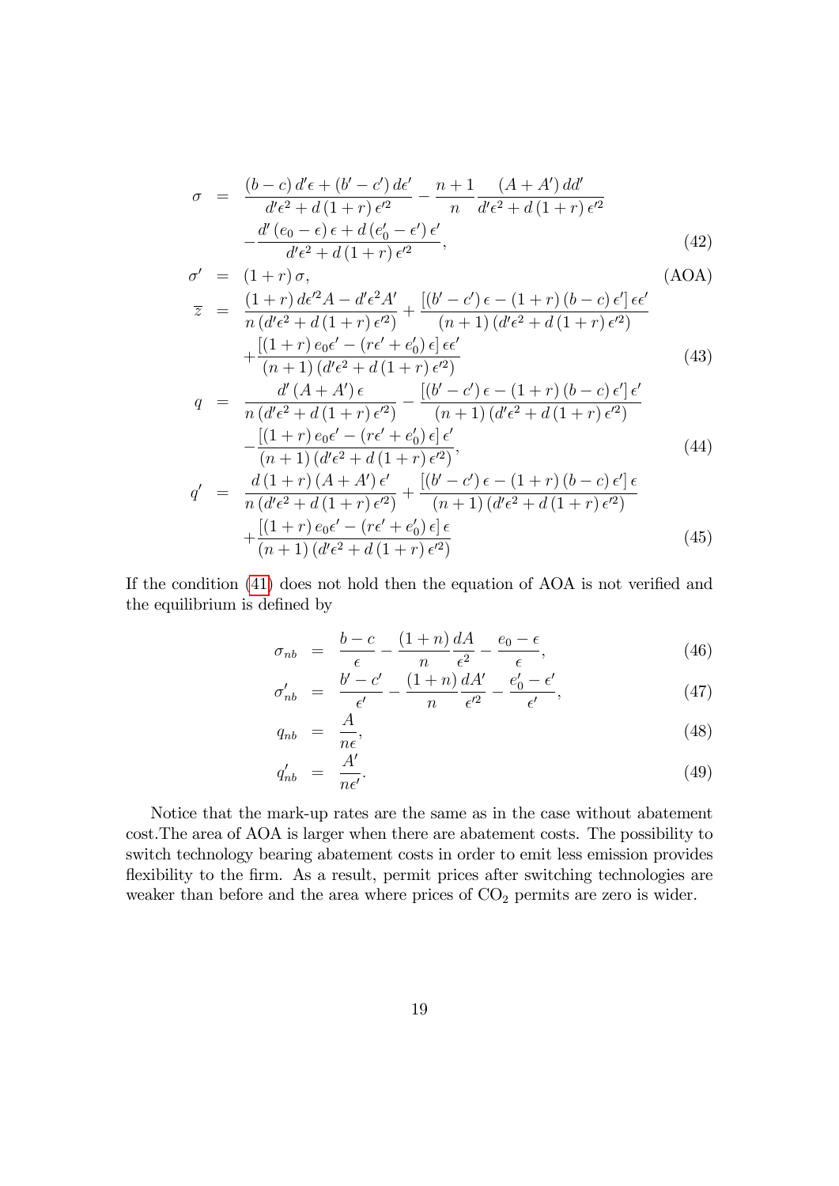$$
\begin{aligned}
\sigma &= \frac{(b-c)\,d'\epsilon + (b'-c')\,d\epsilon'}{d'\epsilon^2 + d\,(1+r)\,\epsilon'^2} - \frac{n+1}{n}\frac{(A+A')\,dd'}{d'\epsilon^2 + d\,(1+r)\,\epsilon'^2} \\
&\quad - \frac{d'\,(e_0-\epsilon)\,\epsilon + d\,(e_0'-\epsilon')\,\epsilon'}{d'\epsilon^2 + d\,(1+r)\,\epsilon'^2}, \qquad (42)
\end{aligned}
$$

$$
\sigma' = (1+r)\,\sigma, \qquad \text{(AOA)}
$$

$$
\begin{aligned}
\overline{z} &= \frac{(1+r)\,d\epsilon'^2 A - d'\epsilon^2 A'}{n\,(d'\epsilon^2 + d\,(1+r)\,\epsilon'^2)} + \frac{[(b'-c')\,\epsilon - (1+r)\,(b-c)\,\epsilon']\,\epsilon\epsilon'}{(n+1)\,(d'\epsilon^2 + d\,(1+r)\,\epsilon'^2)} \\
&\quad + \frac{[(1+r)\,e_0\epsilon' - (r\epsilon' + e_0')\,\epsilon]\,\epsilon\epsilon'}{(n+1)\,(d'\epsilon^2 + d\,(1+r)\,\epsilon'^2)} \qquad (43)
\end{aligned}
$$

$$
\begin{aligned}
q &= \frac{d'\,(A+A')\,\epsilon}{n\,(d'\epsilon^2 + d\,(1+r)\,\epsilon'^2)} - \frac{[(b'-c')\,\epsilon - (1+r)\,(b-c)\,\epsilon']\,\epsilon'}{(n+1)\,(d'\epsilon^2 + d\,(1+r)\,\epsilon'^2)} \\
&\quad - \frac{[(1+r)\,e_0\epsilon' - (r\epsilon' + e_0')\,\epsilon]\,\epsilon'}{(n+1)\,(d'\epsilon^2 + d\,(1+r)\,\epsilon'^2)}, \qquad (44)
\end{aligned}
$$

$$
\begin{aligned}
q' &= \frac{d\,(1+r)\,(A+A')\,\epsilon'}{n\,(d'\epsilon^2 + d\,(1+r)\,\epsilon'^2)} + \frac{[(b'-c')\,\epsilon - (1+r)\,(b-c)\,\epsilon']\,\epsilon}{(n+1)\,(d'\epsilon^2 + d\,(1+r)\,\epsilon'^2)} \\
&\quad + \frac{[(1+r)\,e_0\epsilon' - (r\epsilon' + e_0')\,\epsilon]\,\epsilon}{(n+1)\,(d'\epsilon^2 + d\,(1+r)\,\epsilon'^2)} \qquad (45)
\end{aligned}
$$

If the condition (41) does not hold then the equation of AOA is not verified and the equilibrium is defined by

$$
\sigma_{nb} = \frac{b-c}{\epsilon} - \frac{(1+n)}{n}\frac{dA}{\epsilon^2} - \frac{e_0-\epsilon}{\epsilon}, \qquad (46)
$$

$$
\sigma'_{nb} = \frac{b'-c'}{\epsilon'} - \frac{(1+n)}{n}\frac{dA'}{\epsilon'^2} - \frac{e_0'-\epsilon'}{\epsilon'}, \qquad (47)
$$

$$
q_{nb} = \frac{A}{n\epsilon}, \qquad (48)
$$

$$
q'_{nb} = \frac{A'}{n\epsilon'}. \qquad (49)
$$

Notice that the mark-up rates are the same as in the case without abatement cost.The area of AOA is larger when there are abatement costs. The possibility to switch technology bearing abatement costs in order to emit less emission provides flexibility to the firm. As a result, permit prices after switching technologies are weaker than before and the area where prices of $CO_2$ permits are zero is wider.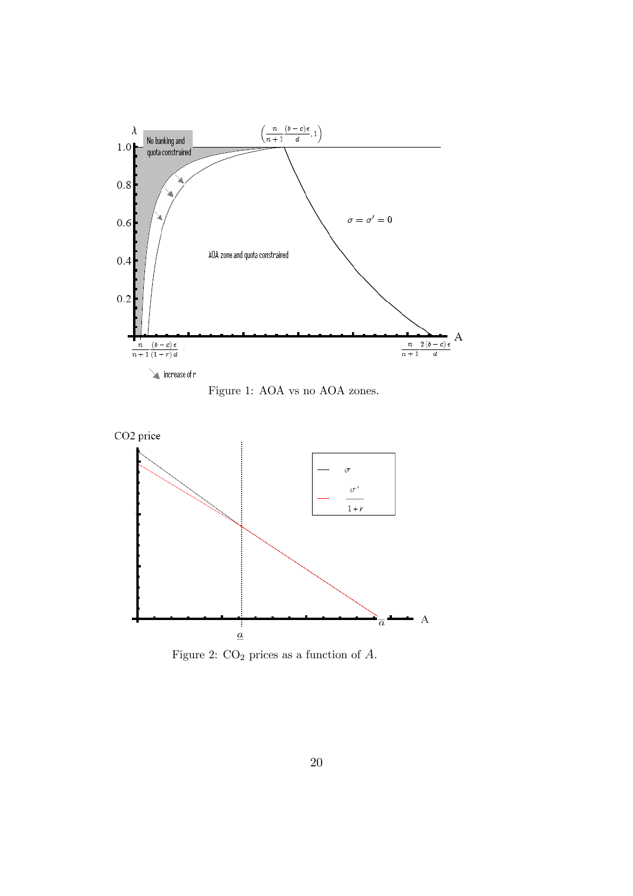Figure 1: AOA vs no AOA zones.

Figure 2: $CO_2$ prices as a function of $A$.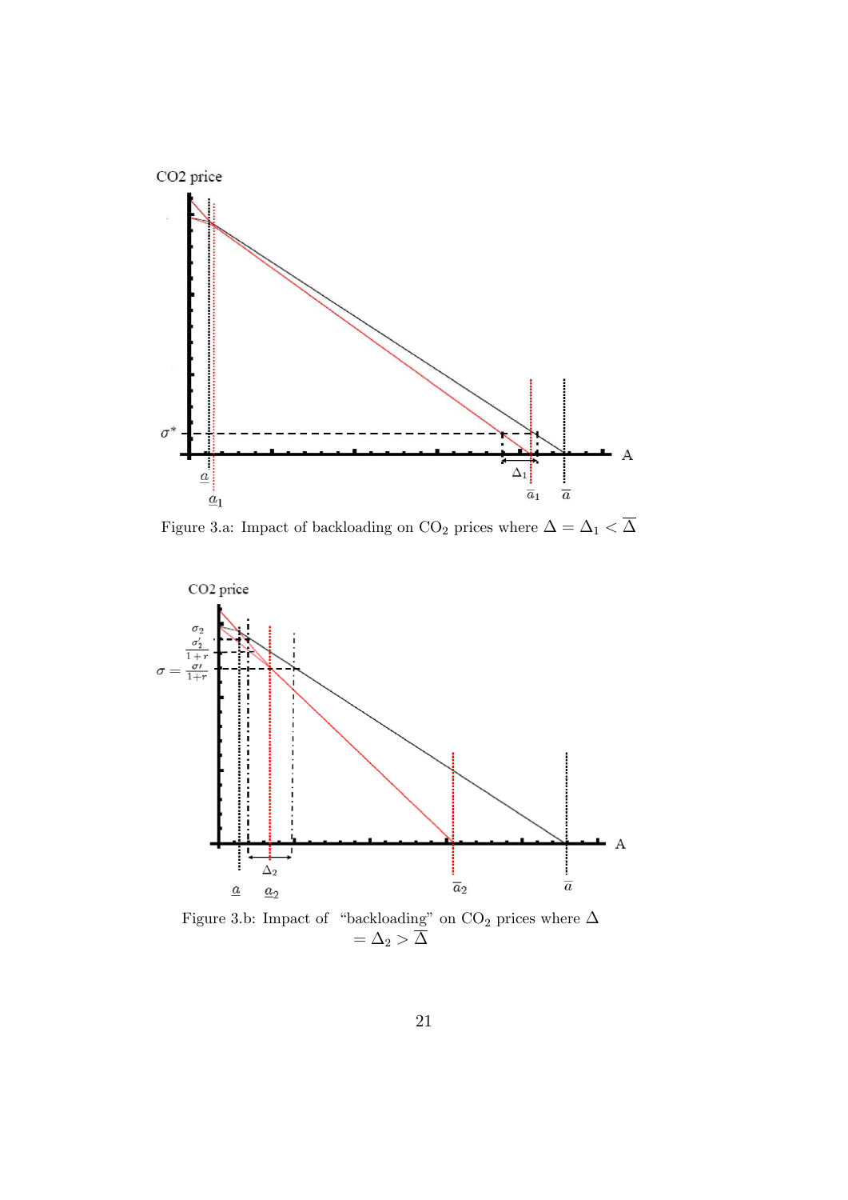Figure 3.a: Impact of backloading on $CO_2$ prices where $\Delta = \Delta_1 < \overline{\Delta}$

Figure 3.b: Impact of "backloading" on $CO_2$ prices where $\Delta = \Delta_2 > \overline{\Delta}$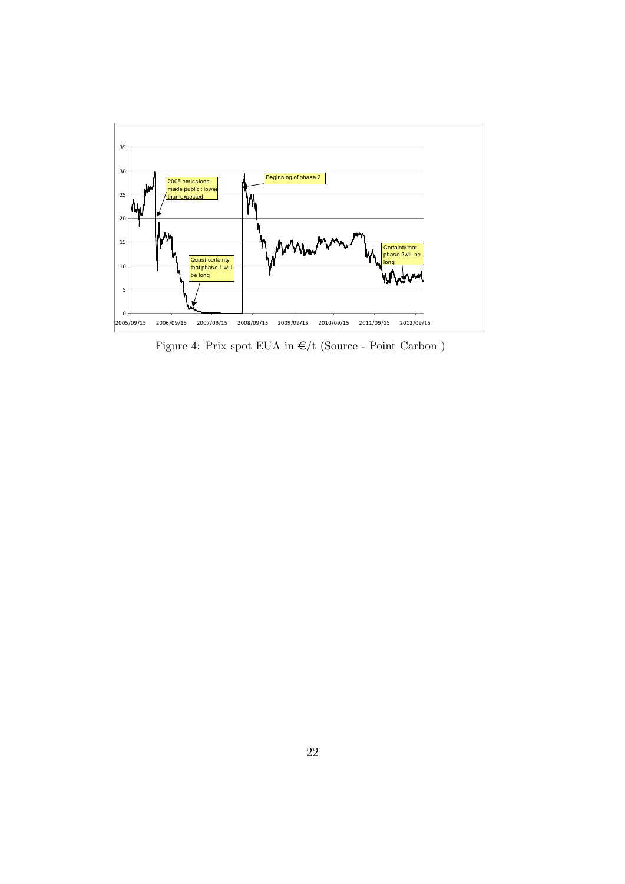35
30
25
20
15
10
5
0
2005/09/15
2006/09/15
2007/09/15
2008/09/15
2009/09/15
2010/09/15
2011/09/15
2012/09/15

2005 emissions made public : lower than expected

Quasi-certainty that phase 1 will be long

Beginning of phase 2

Certainty that phase 2will be long

Figure 4: Prix spot EUA in €/t (Source - Point Carbon )